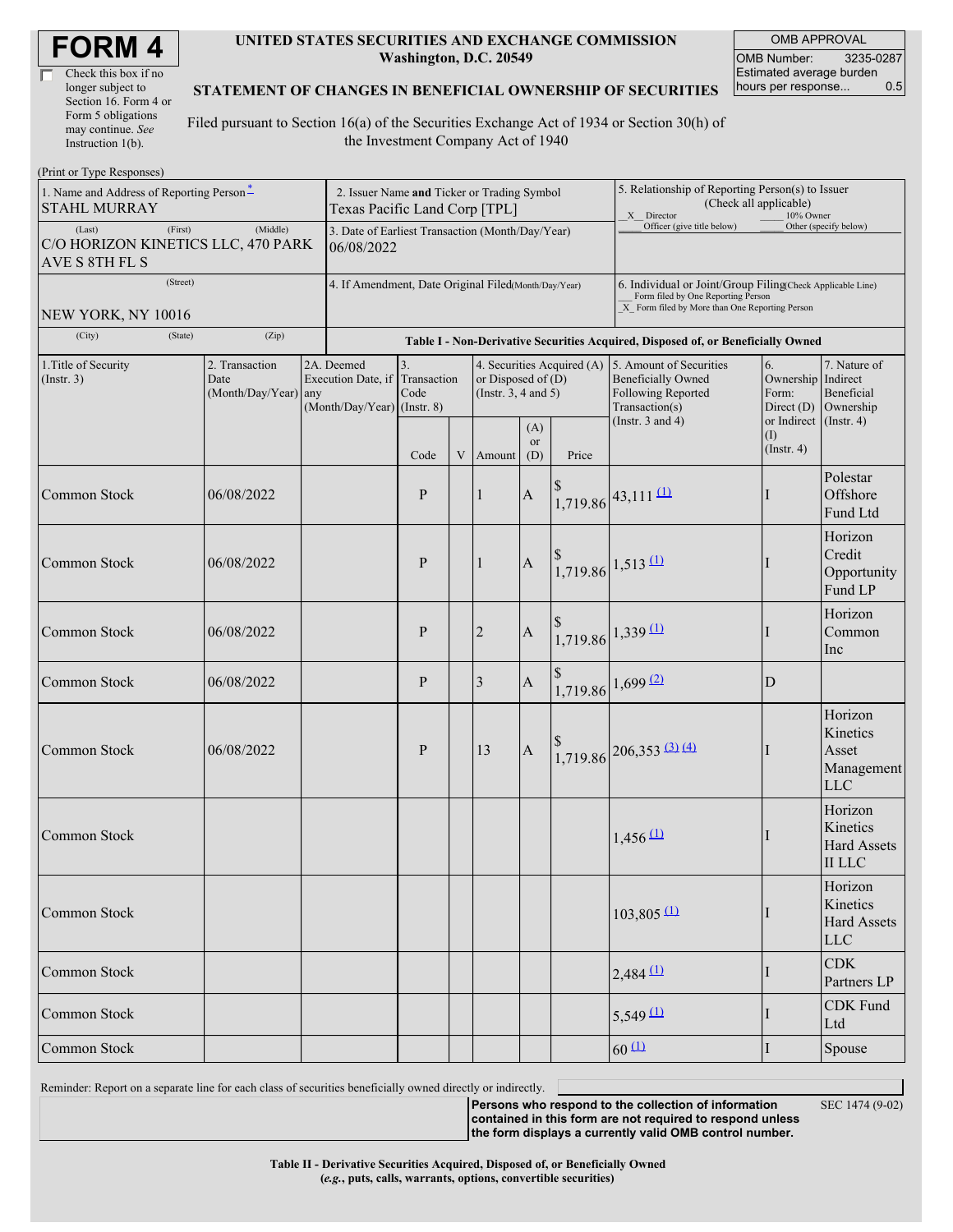# FORM 4

☐ Check this box if no longer subject to Section 16. Form 4 or Form 5 obligations may continue. *See* Instruction 1(b).

**UNITED STATES SECURITIES AND EXCHANGE COMMISSION**
**Washington, D.C. 20549**

**STATEMENT OF CHANGES IN BENEFICIAL OWNERSHIP OF SECURITIES**

Filed pursuant to Section 16(a) of the Securities Exchange Act of 1934 or Section 30(h) of the Investment Company Act of 1940

| OMB APPROVAL | |
|---|---|
| OMB Number: | 3235-0287 |
| Estimated average burden hours per response... | 0.5 |

(Print or Type Responses)

1. Name and Address of Reporting Person*
STAHL MURRAY

(Last) (First) (Middle)
C/O HORIZON KINETICS LLC, 470 PARK AVE S 8TH FL S

(Street)
NEW YORK, NY 10016

(City) (State) (Zip)

2. Issuer Name **and** Ticker or Trading Symbol
Texas Pacific Land Corp [TPL]

3. Date of Earliest Transaction (Month/Day/Year)
06/08/2022

4. If Amendment, Date Original Filed (Month/Day/Year)

5. Relationship of Reporting Person(s) to Issuer (Check all applicable)
_X_ Director ___ 10% Owner
___ Officer (give title below) ___ Other (specify below)

6. Individual or Joint/Group Filing (Check Applicable Line)
___ Form filed by One Reporting Person
_X_ Form filed by More than One Reporting Person

**Table I - Non-Derivative Securities Acquired, Disposed of, or Beneficially Owned**

| 1.Title of Security (Instr. 3) | 2. Transaction Date (Month/Day/Year) | 2A. Deemed Execution Date, if any (Month/Day/Year) | 3. Transaction Code (Instr. 8) | | 4. Securities Acquired (A) or Disposed of (D) (Instr. 3, 4 and 5) | | | 5. Amount of Securities Beneficially Owned Following Reported Transaction(s) (Instr. 3 and 4) | 6. Ownership Form: Direct (D) or Indirect (I) (Instr. 4) | 7. Nature of Indirect Beneficial Ownership (Instr. 4) |
|---|---|---|---|---|---|---|---|---|---|---|
| | | | Code | V | Amount | (A) or (D) | Price | | | |
| Common Stock | 06/08/2022 | | P | | 1 | A | $ 1,719.86 | 43,111 (1) | I | Polestar Offshore Fund Ltd |
| Common Stock | 06/08/2022 | | P | | 1 | A | $ 1,719.86 | 1,513 (1) | I | Horizon Credit Opportunity Fund LP |
| Common Stock | 06/08/2022 | | P | | 2 | A | $ 1,719.86 | 1,339 (1) | I | Horizon Common Inc |
| Common Stock | 06/08/2022 | | P | | 3 | A | $ 1,719.86 | 1,699 (2) | D | |
| Common Stock | 06/08/2022 | | P | | 13 | A | $ 1,719.86 | 206,353 (3) (4) | I | Horizon Kinetics Asset Management LLC |
| Common Stock | | | | | | | | 1,456 (1) | I | Horizon Kinetics Hard Assets II LLC |
| Common Stock | | | | | | | | 103,805 (1) | I | Horizon Kinetics Hard Assets LLC |
| Common Stock | | | | | | | | 2,484 (1) | I | CDK Partners LP |
| Common Stock | | | | | | | | 5,549 (1) | I | CDK Fund Ltd |
| Common Stock | | | | | | | | 60 (1) | I | Spouse |

Reminder: Report on a separate line for each class of securities beneficially owned directly or indirectly.

**Persons who respond to the collection of information contained in this form are not required to respond unless the form displays a currently valid OMB control number.**

SEC 1474 (9-02)

**Table II - Derivative Securities Acquired, Disposed of, or Beneficially Owned**
**(*e.g.*, puts, calls, warrants, options, convertible securities)**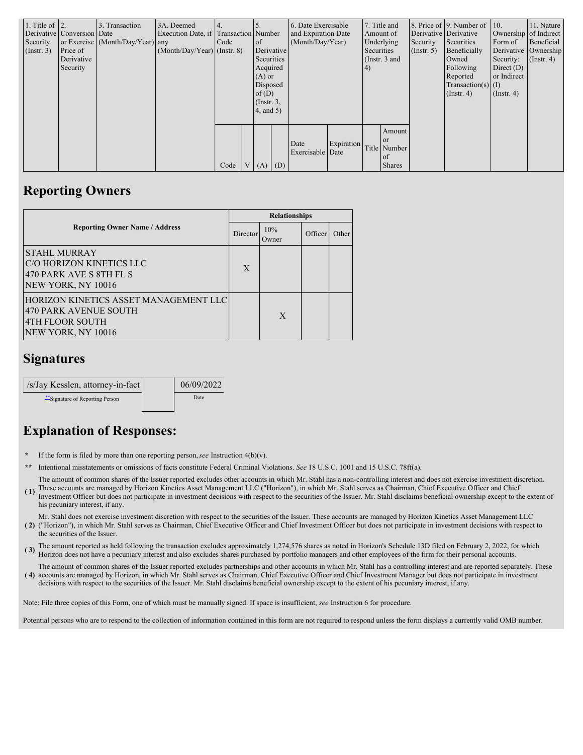| 1. Title of Derivative Security (Instr. 3) | 2. Conversion or Exercise Price of Derivative Security | 3. Transaction Date (Month/Day/Year) | 3A. Deemed Execution Date, if any (Month/Day/Year) | 4. Transaction Code (Instr. 8) | | 5. Number of Derivative Securities Acquired (A) or Disposed of (D) (Instr. 3, 4, and 5) | | 6. Date Exercisable and Expiration Date (Month/Day/Year) | | 7. Title and Amount of Underlying Securities (Instr. 3 and 4) | | 8. Price of Derivative Security (Instr. 5) | 9. Number of Derivative Securities Beneficially Owned Following Reported Transaction(s) (Instr. 4) | 10. Ownership Form of Derivative Security: Direct (D) or Indirect (I) (Instr. 4) | 11. Nature of Indirect Beneficial Ownership (Instr. 4) |
|---|---|---|---|---|---|---|---|---|---|---|---|---|---|---|---|
| | | | | Code | V | (A) | (D) | Date Exercisable | Expiration Date | Title | Amount or Number of Shares | | | | |

## Reporting Owners

| Reporting Owner Name / Address | Relationships | | | |
|---|---|---|---|---|
| | Director | 10% Owner | Officer | Other |
| STAHL MURRAY<br>C/O HORIZON KINETICS LLC<br>470 PARK AVE S 8TH FL S<br>NEW YORK, NY 10016 | X | | | |
| HORIZON KINETICS ASSET MANAGEMENT LLC<br>470 PARK AVENUE SOUTH<br>4TH FLOOR SOUTH<br>NEW YORK, NY 10016 | | X | | |

## Signatures

| /s/Jay Kesslen, attorney-in-fact | | 06/09/2022 |
|---|---|---|
| **Signature of Reporting Person | | Date |

## Explanation of Responses:

\* If the form is filed by more than one reporting person, *see* Instruction 4(b)(v).

** Intentional misstatements or omissions of facts constitute Federal Criminal Violations. *See* 18 U.S.C. 1001 and 15 U.S.C. 78ff(a).

(1) The amount of common shares of the Issuer reported excludes other accounts in which Mr. Stahl has a non-controlling interest and does not exercise investment discretion. These accounts are managed by Horizon Kinetics Asset Management LLC ("Horizon"), in which Mr. Stahl serves as Chairman, Chief Executive Officer and Chief Investment Officer but does not participate in investment decisions with respect to the securities of the Issuer. Mr. Stahl disclaims beneficial ownership except to the extent of his pecuniary interest, if any.

(2) Mr. Stahl does not exercise investment discretion with respect to the securities of the Issuer. These accounts are managed by Horizon Kinetics Asset Management LLC ("Horizon"), in which Mr. Stahl serves as Chairman, Chief Executive Officer and Chief Investment Officer but does not participate in investment decisions with respect to the securities of the Issuer.

(3) The amount reported as held following the transaction excludes approximately 1,274,576 shares as noted in Horizon's Schedule 13D filed on February 2, 2022, for which Horizon does not have a pecuniary interest and also excludes shares purchased by portfolio managers and other employees of the firm for their personal accounts.

(4) The amount of common shares of the Issuer reported excludes partnerships and other accounts in which Mr. Stahl has a controlling interest and are reported separately. These accounts are managed by Horizon, in which Mr. Stahl serves as Chairman, Chief Executive Officer and Chief Investment Manager but does not participate in investment decisions with respect to the securities of the Issuer. Mr. Stahl disclaims beneficial ownership except to the extent of his pecuniary interest, if any.

Note: File three copies of this Form, one of which must be manually signed. If space is insufficient, *see* Instruction 6 for procedure.

Potential persons who are to respond to the collection of information contained in this form are not required to respond unless the form displays a currently valid OMB number.